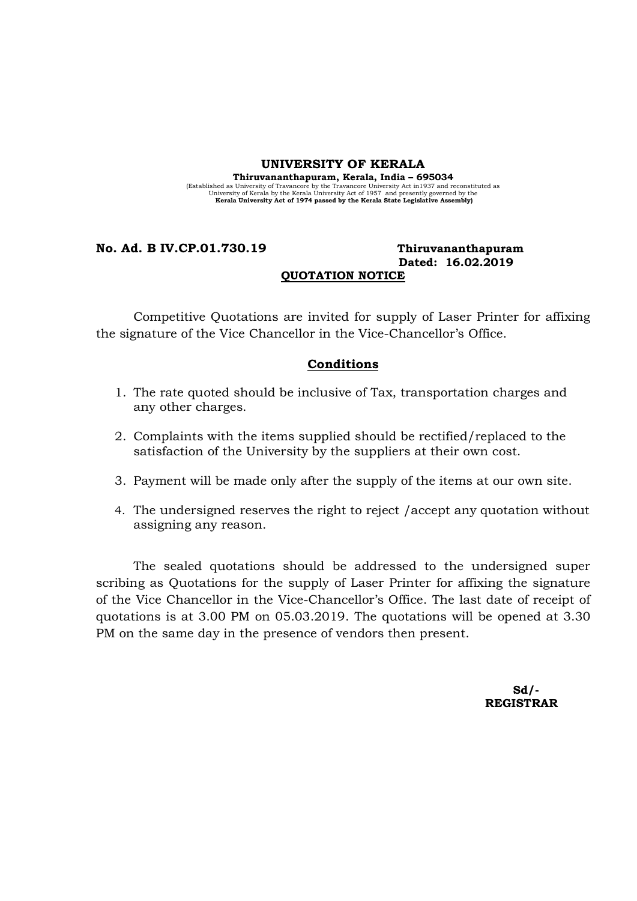# UNIVERSITY OF KERALA

**Thiruvananthapuram, Kerala, India – 695034**

(Established as University of Travancore by the Travancore University Act in1937 and reconstituted as University of Kerala by the Kerala University Act of 1957 and presently governed by the **Kerala University Act of 1974 passed by the Kerala State Legislative Assembly)**

**No. Ad. B IV.CP.01.730.19** **Thiruvananthapuram**
**Dated: 16.02.2019**

## QUOTATION NOTICE

Competitive Quotations are invited for supply of Laser Printer for affixing the signature of the Vice Chancellor in the Vice-Chancellor's Office.

### Conditions

1. The rate quoted should be inclusive of Tax, transportation charges and any other charges.
2. Complaints with the items supplied should be rectified/replaced to the satisfaction of the University by the suppliers at their own cost.
3. Payment will be made only after the supply of the items at our own site.
4. The undersigned reserves the right to reject /accept any quotation without assigning any reason.

The sealed quotations should be addressed to the undersigned super scribing as Quotations for the supply of Laser Printer for affixing the signature of the Vice Chancellor in the Vice-Chancellor's Office. The last date of receipt of quotations is at 3.00 PM on 05.03.2019. The quotations will be opened at 3.30 PM on the same day in the presence of vendors then present.

**Sd/-**
**REGISTRAR**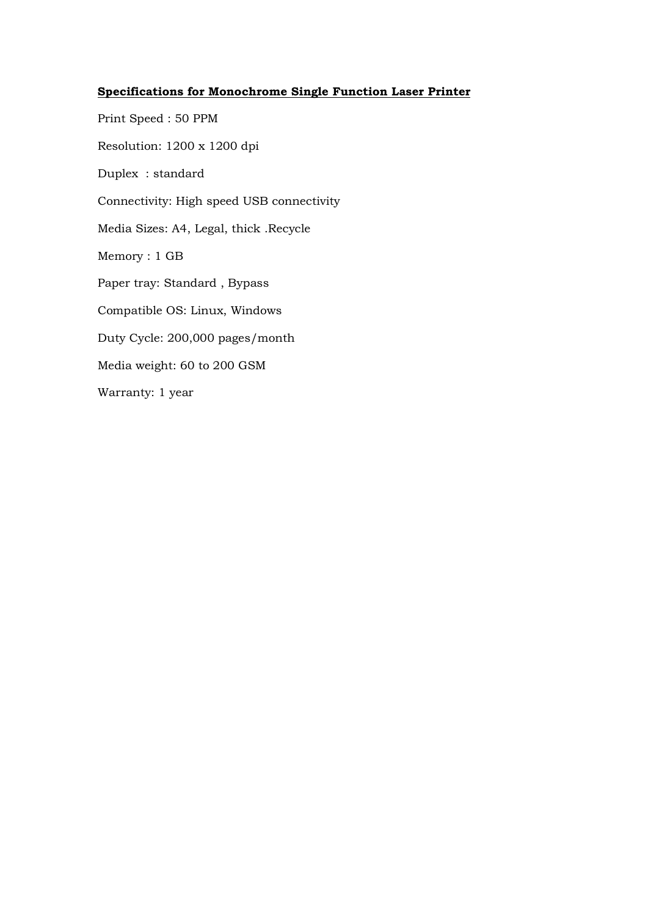**Specifications for Monochrome Single Function Laser Printer**

Print Speed : 50 PPM

Resolution: 1200 x 1200 dpi

Duplex : standard

Connectivity: High speed USB connectivity

Media Sizes: A4, Legal, thick .Recycle

Memory : 1 GB

Paper tray: Standard , Bypass

Compatible OS: Linux, Windows

Duty Cycle: 200,000 pages/month

Media weight: 60 to 200 GSM

Warranty: 1 year